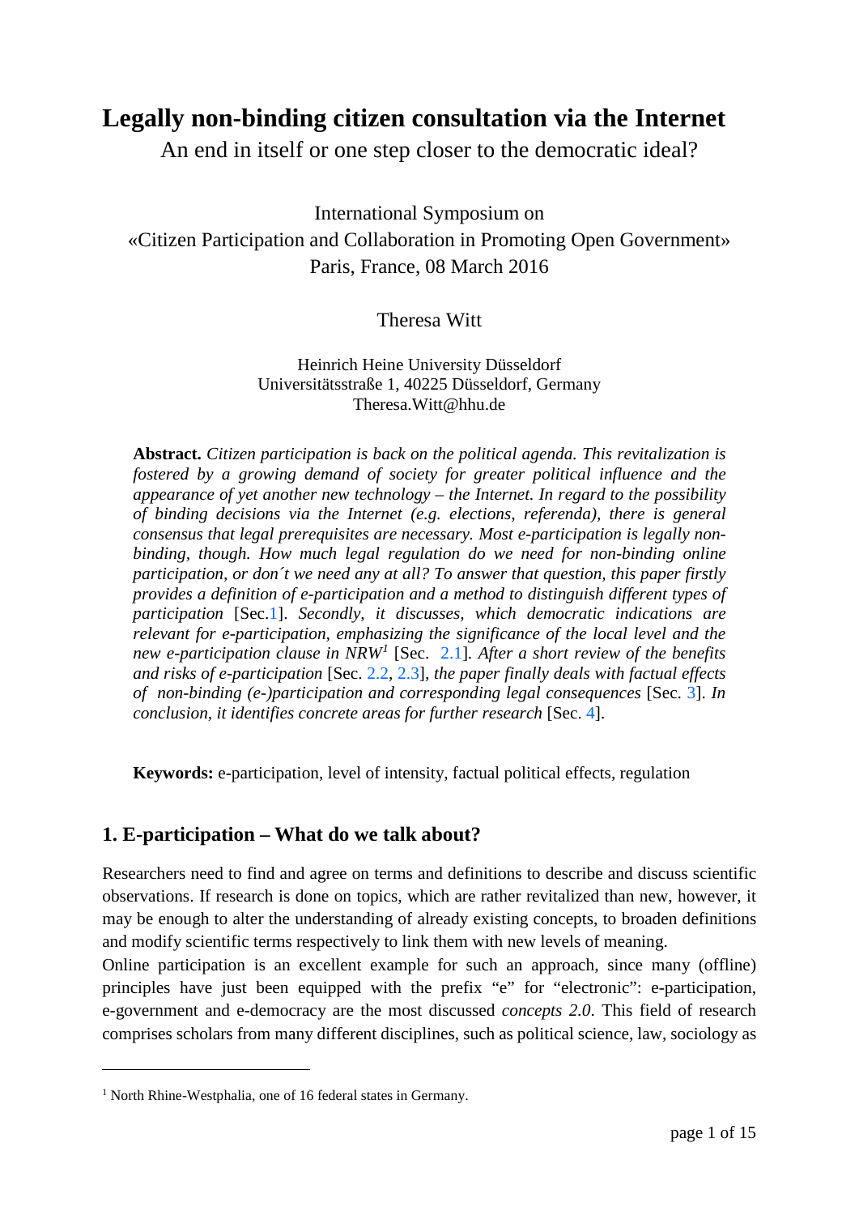# Legally non-binding citizen consultation via the Internet

An end in itself or one step closer to the democratic ideal?

International Symposium on
«Citizen Participation and Collaboration in Promoting Open Government»
Paris, France, 08 March 2016

Theresa Witt

Heinrich Heine University Düsseldorf
Universitätsstraße 1, 40225 Düsseldorf, Germany
Theresa.Witt@hhu.de

**Abstract.** *Citizen participation is back on the political agenda. This revitalization is fostered by a growing demand of society for greater political influence and the appearance of yet another new technology – the Internet. In regard to the possibility of binding decisions via the Internet (e.g. elections, referenda), there is general consensus that legal prerequisites are necessary. Most e-participation is legally non-binding, though. How much legal regulation do we need for non-binding online participation, or don´t we need any at all? To answer that question, this paper firstly provides a definition of e-participation and a method to distinguish different types of participation* [Sec.1]. *Secondly, it discusses, which democratic indications are relevant for e-participation, emphasizing the significance of the local level and the new e-participation clause in NRW*[1] [Sec. 2.1]*. After a short review of the benefits and risks of e-participation* [Sec. 2.2, 2.3]*, the paper finally deals with factual effects of non-binding (e-)participation and corresponding legal consequences* [Sec. 3]. *In conclusion, it identifies concrete areas for further research* [Sec. 4].

**Keywords:** e-participation, level of intensity, factual political effects, regulation

## 1. E-participation – What do we talk about?

Researchers need to find and agree on terms and definitions to describe and discuss scientific observations. If research is done on topics, which are rather revitalized than new, however, it may be enough to alter the understanding of already existing concepts, to broaden definitions and modify scientific terms respectively to link them with new levels of meaning.

Online participation is an excellent example for such an approach, since many (offline) principles have just been equipped with the prefix "e" for "electronic": e-participation, e-government and e-democracy are the most discussed *concepts 2.0*. This field of research comprises scholars from many different disciplines, such as political science, law, sociology as

---

[1] North Rhine-Westphalia, one of 16 federal states in Germany.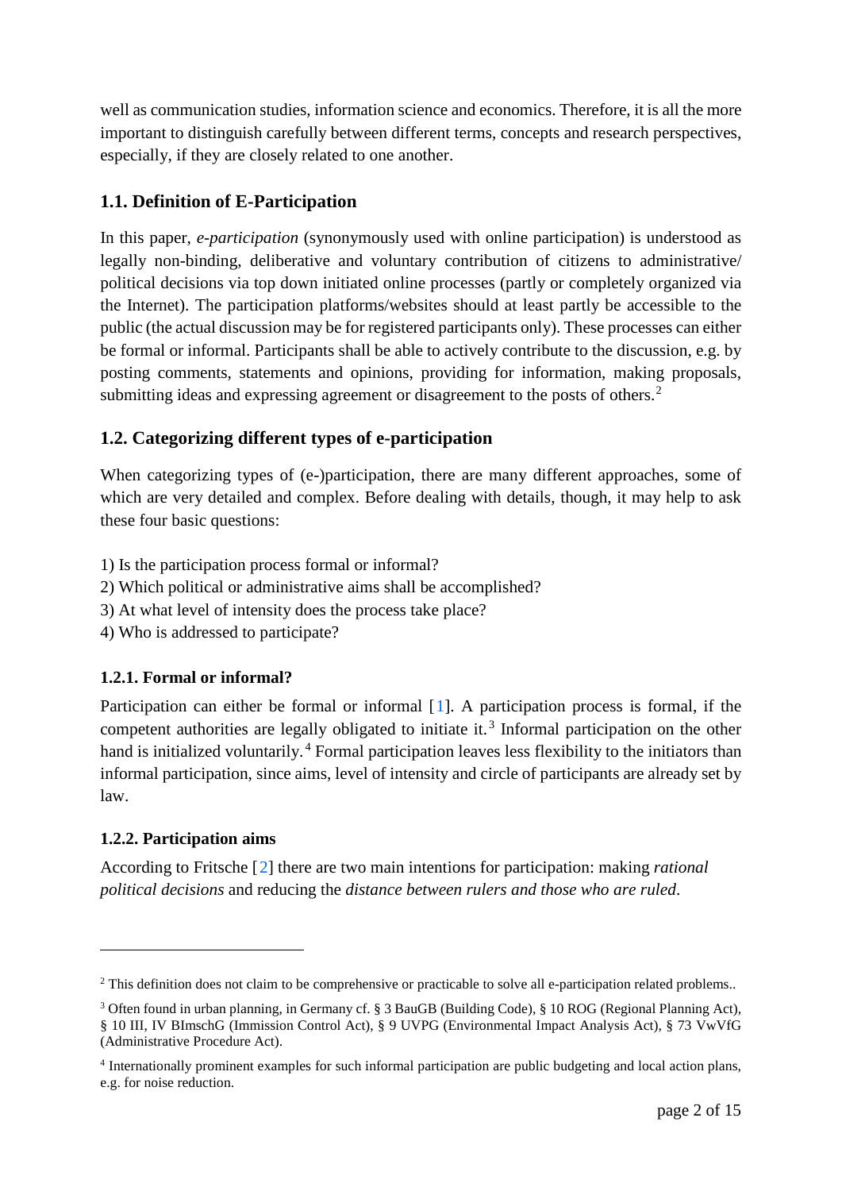well as communication studies, information science and economics. Therefore, it is all the more important to distinguish carefully between different terms, concepts and research perspectives, especially, if they are closely related to one another.

## 1.1. Definition of E-Participation

In this paper, *e-participation* (synonymously used with online participation) is understood as legally non-binding, deliberative and voluntary contribution of citizens to administrative/ political decisions via top down initiated online processes (partly or completely organized via the Internet). The participation platforms/websites should at least partly be accessible to the public (the actual discussion may be for registered participants only). These processes can either be formal or informal. Participants shall be able to actively contribute to the discussion, e.g. by posting comments, statements and opinions, providing for information, making proposals, submitting ideas and expressing agreement or disagreement to the posts of others.[2]

## 1.2. Categorizing different types of e-participation

When categorizing types of (e-)participation, there are many different approaches, some of which are very detailed and complex. Before dealing with details, though, it may help to ask these four basic questions:

1) Is the participation process formal or informal?
2) Which political or administrative aims shall be accomplished?
3) At what level of intensity does the process take place?
4) Who is addressed to participate?

### 1.2.1. Formal or informal?

Participation can either be formal or informal [1]. A participation process is formal, if the competent authorities are legally obligated to initiate it.[3] Informal participation on the other hand is initialized voluntarily.[4] Formal participation leaves less flexibility to the initiators than informal participation, since aims, level of intensity and circle of participants are already set by law.

### 1.2.2. Participation aims

According to Fritsche [2] there are two main intentions for participation: making *rational political decisions* and reducing the *distance between rulers and those who are ruled*.

---

[2] This definition does not claim to be comprehensive or practicable to solve all e-participation related problems..

[3] Often found in urban planning, in Germany cf. § 3 BauGB (Building Code), § 10 ROG (Regional Planning Act), § 10 III, IV BImschG (Immission Control Act), § 9 UVPG (Environmental Impact Analysis Act), § 73 VwVfG (Administrative Procedure Act).

[4] Internationally prominent examples for such informal participation are public budgeting and local action plans, e.g. for noise reduction.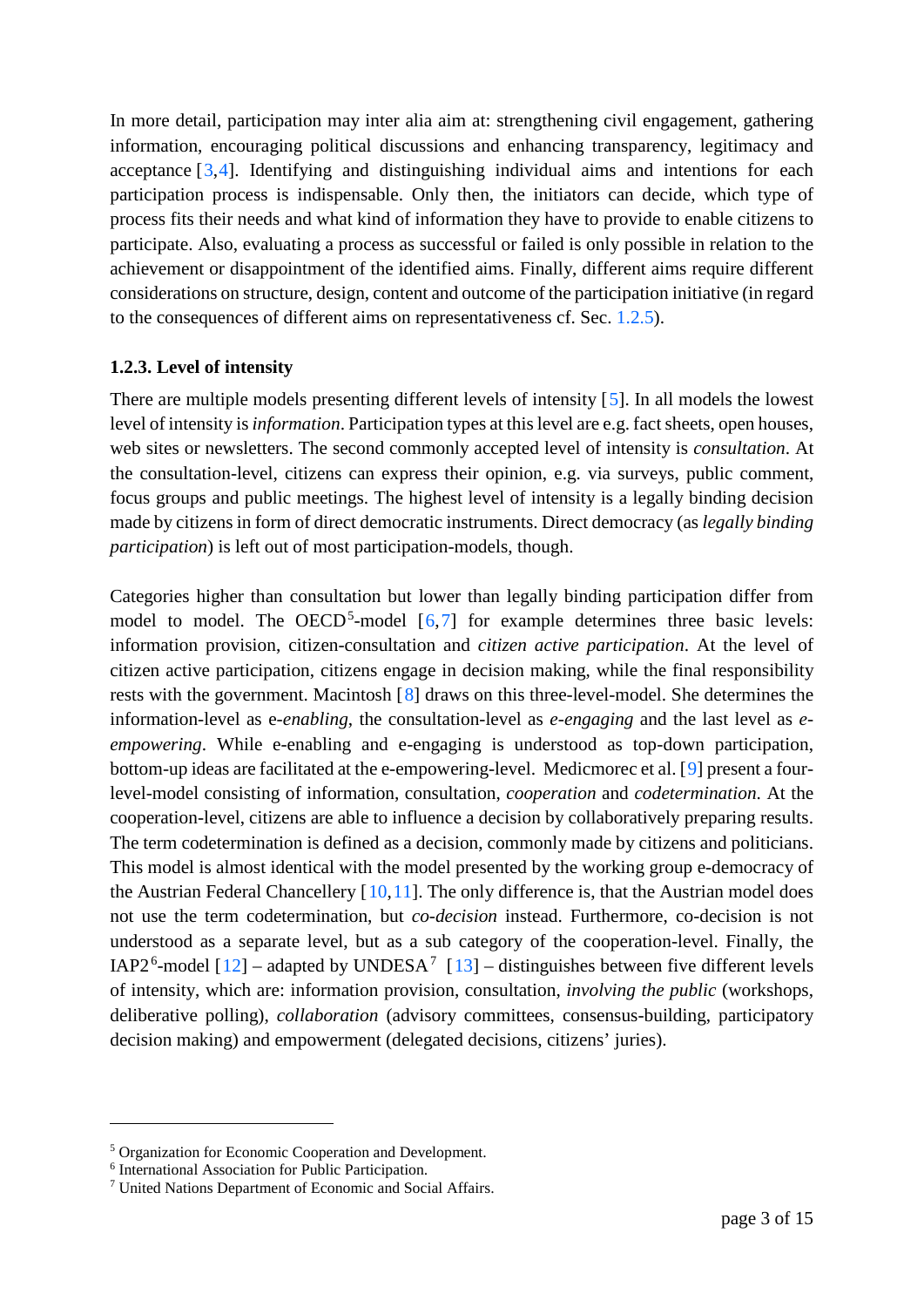In more detail, participation may inter alia aim at: strengthening civil engagement, gathering information, encouraging political discussions and enhancing transparency, legitimacy and acceptance [3,4]. Identifying and distinguishing individual aims and intentions for each participation process is indispensable. Only then, the initiators can decide, which type of process fits their needs and what kind of information they have to provide to enable citizens to participate. Also, evaluating a process as successful or failed is only possible in relation to the achievement or disappointment of the identified aims. Finally, different aims require different considerations on structure, design, content and outcome of the participation initiative (in regard to the consequences of different aims on representativeness cf. Sec. 1.2.5).

### 1.2.3. Level of intensity

There are multiple models presenting different levels of intensity [5]. In all models the lowest level of intensity is *information*. Participation types at this level are e.g. fact sheets, open houses, web sites or newsletters. The second commonly accepted level of intensity is *consultation*. At the consultation-level, citizens can express their opinion, e.g. via surveys, public comment, focus groups and public meetings. The highest level of intensity is a legally binding decision made by citizens in form of direct democratic instruments. Direct democracy (as *legally binding participation*) is left out of most participation-models, though.

Categories higher than consultation but lower than legally binding participation differ from model to model. The OECD[5]-model [6,7] for example determines three basic levels: information provision, citizen-consultation and *citizen active participation*. At the level of citizen active participation, citizens engage in decision making, while the final responsibility rests with the government. Macintosh [8] draws on this three-level-model. She determines the information-level as e-*enabling*, the consultation-level as *e-engaging* and the last level as *e-empowering*. While e-enabling and e-engaging is understood as top-down participation, bottom-up ideas are facilitated at the e-empowering-level. Medicmorec et al. [9] present a four-level-model consisting of information, consultation, *cooperation* and *codetermination*. At the cooperation-level, citizens are able to influence a decision by collaboratively preparing results. The term codetermination is defined as a decision, commonly made by citizens and politicians. This model is almost identical with the model presented by the working group e-democracy of the Austrian Federal Chancellery [10,11]. The only difference is, that the Austrian model does not use the term codetermination, but *co-decision* instead. Furthermore, co-decision is not understood as a separate level, but as a sub category of the cooperation-level. Finally, the IAP2[6]-model [12] – adapted by UNDESA[7] [13] – distinguishes between five different levels of intensity, which are: information provision, consultation, *involving the public* (workshops, deliberative polling), *collaboration* (advisory committees, consensus-building, participatory decision making) and empowerment (delegated decisions, citizens' juries).

---

[5] Organization for Economic Cooperation and Development.
[6] International Association for Public Participation.
[7] United Nations Department of Economic and Social Affairs.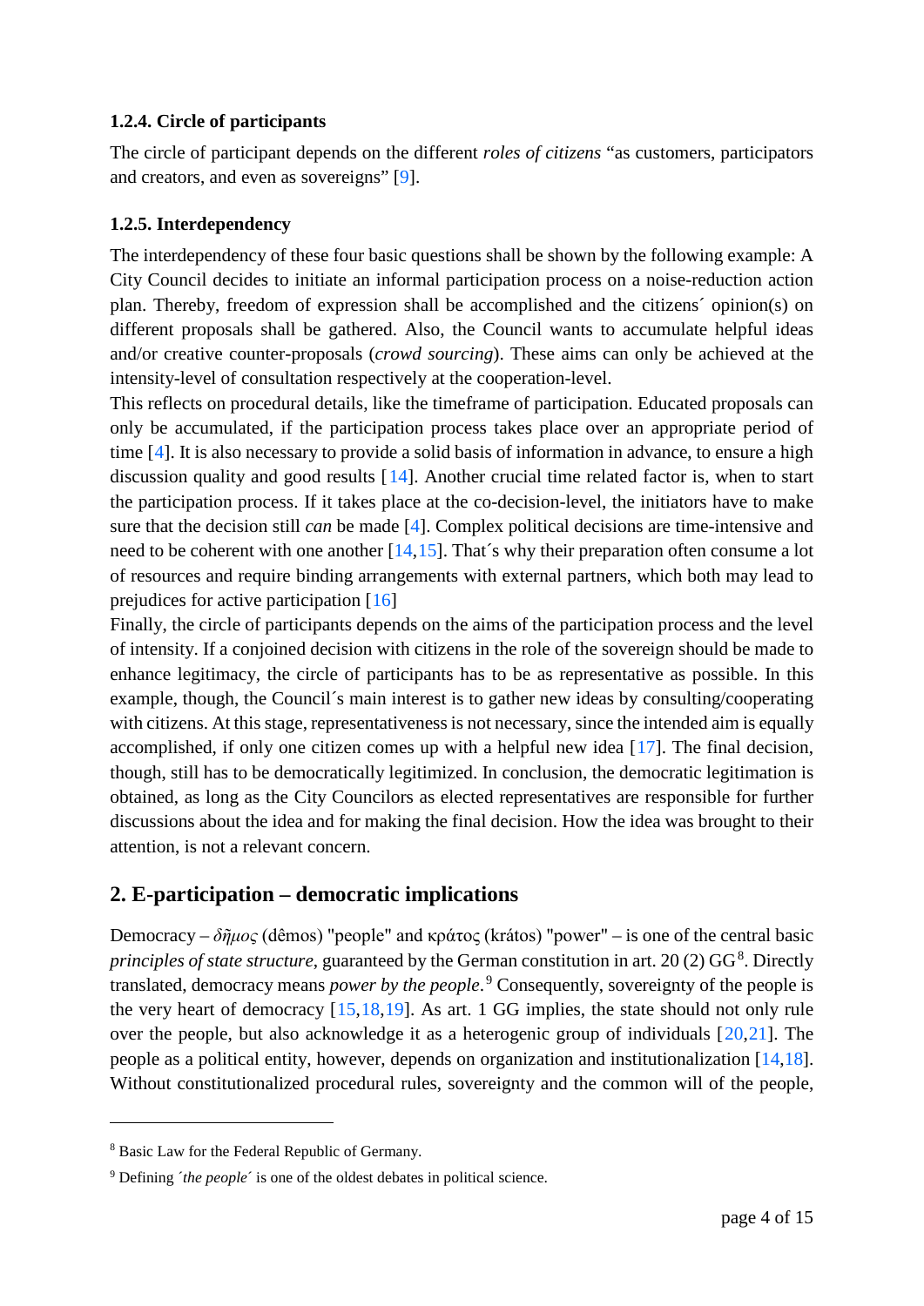### 1.2.4. Circle of participants

The circle of participant depends on the different *roles of citizens* “as customers, participators and creators, and even as sovereigns” [9].

### 1.2.5. Interdependency

The interdependency of these four basic questions shall be shown by the following example: A City Council decides to initiate an informal participation process on a noise-reduction action plan. Thereby, freedom of expression shall be accomplished and the citizens´ opinion(s) on different proposals shall be gathered. Also, the Council wants to accumulate helpful ideas and/or creative counter-proposals (*crowd sourcing*). These aims can only be achieved at the intensity-level of consultation respectively at the cooperation-level.

This reflects on procedural details, like the timeframe of participation. Educated proposals can only be accumulated, if the participation process takes place over an appropriate period of time [4]. It is also necessary to provide a solid basis of information in advance, to ensure a high discussion quality and good results [14]. Another crucial time related factor is, when to start the participation process. If it takes place at the co-decision-level, the initiators have to make sure that the decision still *can* be made [4]. Complex political decisions are time-intensive and need to be coherent with one another [14,15]. That´s why their preparation often consume a lot of resources and require binding arrangements with external partners, which both may lead to prejudices for active participation [16]

Finally, the circle of participants depends on the aims of the participation process and the level of intensity. If a conjoined decision with citizens in the role of the sovereign should be made to enhance legitimacy, the circle of participants has to be as representative as possible. In this example, though, the Council´s main interest is to gather new ideas by consulting/cooperating with citizens. At this stage, representativeness is not necessary, since the intended aim is equally accomplished, if only one citizen comes up with a helpful new idea [17]. The final decision, though, still has to be democratically legitimized. In conclusion, the democratic legitimation is obtained, as long as the City Councilors as elected representatives are responsible for further discussions about the idea and for making the final decision. How the idea was brought to their attention, is not a relevant concern.

## 2. E-participation – democratic implications

Democracy – *δῆμος* (dêmos) "people" and κράτος (krátos) "power" – is one of the central basic *principles of state structure*, guaranteed by the German constitution in art. 20 (2) GG[8]. Directly translated, democracy means *power by the people*.[9] Consequently, sovereignty of the people is the very heart of democracy [15,18,19]. As art. 1 GG implies, the state should not only rule over the people, but also acknowledge it as a heterogenic group of individuals [20,21]. The people as a political entity, however, depends on organization and institutionalization [14,18]. Without constitutionalized procedural rules, sovereignty and the common will of the people,

---

[8] Basic Law for the Federal Republic of Germany.

[9] Defining *´the people´* is one of the oldest debates in political science.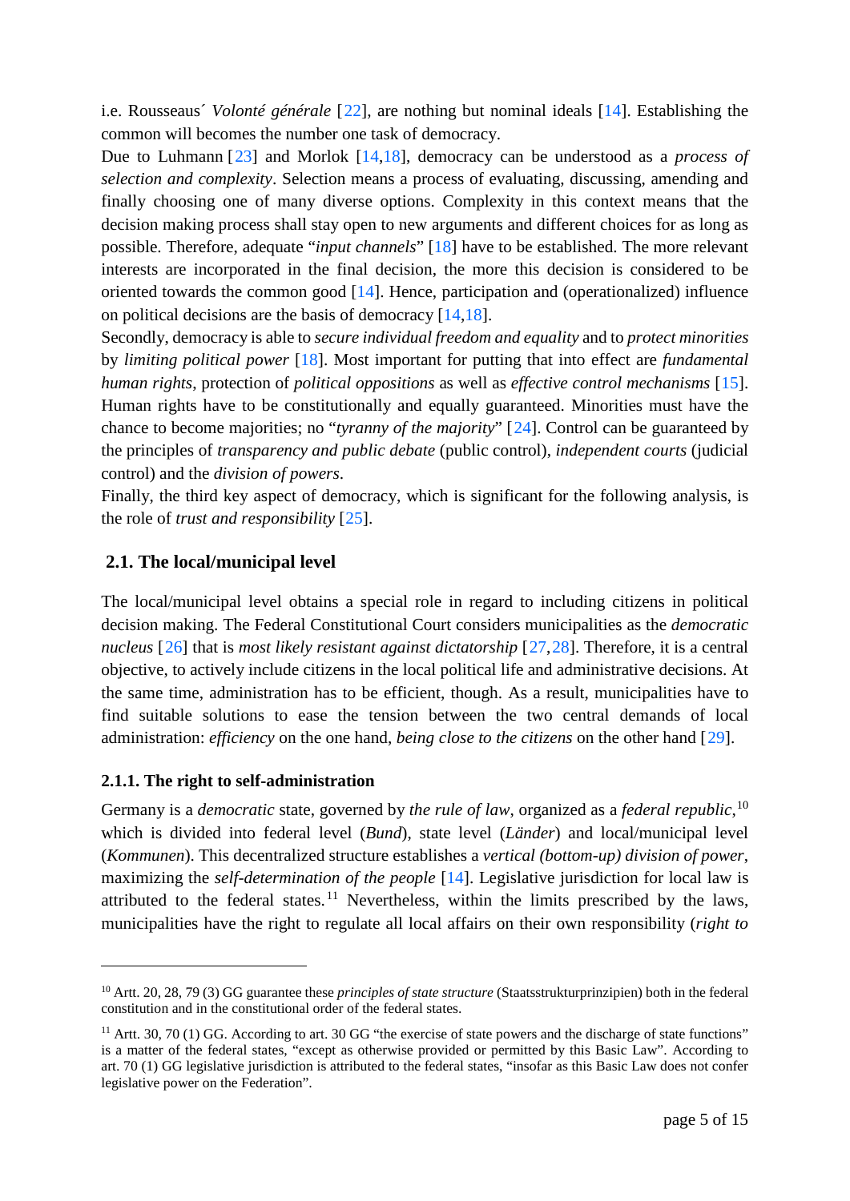i.e. Rousseaus´ *Volonté générale* [22], are nothing but nominal ideals [14]. Establishing the common will becomes the number one task of democracy.
Due to Luhmann [23] and Morlok [14,18], democracy can be understood as a *process of selection and complexity*. Selection means a process of evaluating, discussing, amending and finally choosing one of many diverse options. Complexity in this context means that the decision making process shall stay open to new arguments and different choices for as long as possible. Therefore, adequate "*input channels*" [18] have to be established. The more relevant interests are incorporated in the final decision, the more this decision is considered to be oriented towards the common good [14]. Hence, participation and (operationalized) influence on political decisions are the basis of democracy [14,18].
Secondly, democracy is able to *secure individual freedom and equality* and to *protect minorities* by *limiting political power* [18]. Most important for putting that into effect are *fundamental human rights*, protection of *political oppositions* as well as *effective control mechanisms* [15]. Human rights have to be constitutionally and equally guaranteed. Minorities must have the chance to become majorities; no "*tyranny of the majority*" [24]. Control can be guaranteed by the principles of *transparency and public debate* (public control), *independent courts* (judicial control) and the *division of powers*.
Finally, the third key aspect of democracy, which is significant for the following analysis, is the role of *trust and responsibility* [25].

## 2.1. The local/municipal level

The local/municipal level obtains a special role in regard to including citizens in political decision making. The Federal Constitutional Court considers municipalities as the *democratic nucleus* [26] that is *most likely resistant against dictatorship* [27,28]. Therefore, it is a central objective, to actively include citizens in the local political life and administrative decisions. At the same time, administration has to be efficient, though. As a result, municipalities have to find suitable solutions to ease the tension between the two central demands of local administration: *efficiency* on the one hand, *being close to the citizens* on the other hand [29].

### 2.1.1. The right to self-administration

Germany is a *democratic* state, governed by *the rule of law*, organized as a *federal republic*,[10] which is divided into federal level (*Bund*), state level (*Länder*) and local/municipal level (*Kommunen*). This decentralized structure establishes a *vertical (bottom-up) division of power*, maximizing the *self-determination of the people* [14]. Legislative jurisdiction for local law is attributed to the federal states.[11] Nevertheless, within the limits prescribed by the laws, municipalities have the right to regulate all local affairs on their own responsibility (*right to*

---

[10] Artt. 20, 28, 79 (3) GG guarantee these *principles of state structure* (Staatsstrukturprinzipien) both in the federal constitution and in the constitutional order of the federal states.

[11] Artt. 30, 70 (1) GG. According to art. 30 GG "the exercise of state powers and the discharge of state functions" is a matter of the federal states, "except as otherwise provided or permitted by this Basic Law". According to art. 70 (1) GG legislative jurisdiction is attributed to the federal states, "insofar as this Basic Law does not confer legislative power on the Federation".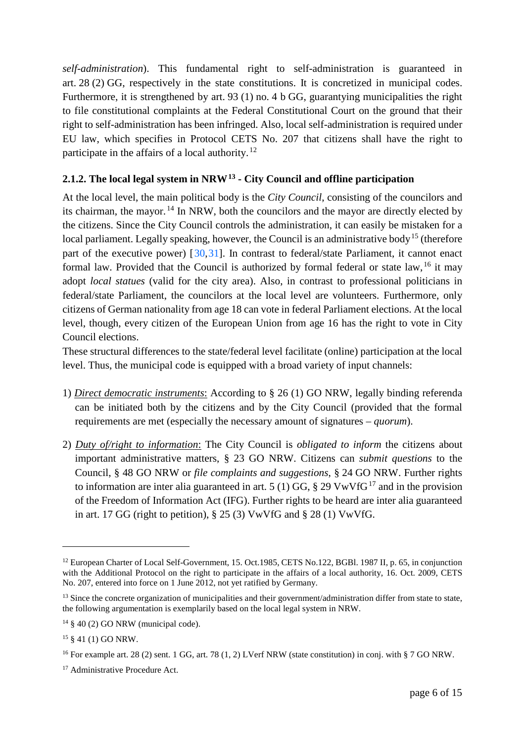*self-administration*). This fundamental right to self-administration is guaranteed in art. 28 (2) GG, respectively in the state constitutions. It is concretized in municipal codes. Furthermore, it is strengthened by art. 93 (1) no. 4 b GG, guarantying municipalities the right to file constitutional complaints at the Federal Constitutional Court on the ground that their right to self-administration has been infringed. Also, local self-administration is required under EU law, which specifies in Protocol CETS No. 207 that citizens shall have the right to participate in the affairs of a local authority.[12]

### 2.1.2. The local legal system in NRW[13] - City Council and offline participation

At the local level, the main political body is the *City Council*, consisting of the councilors and its chairman, the mayor.[14] In NRW, both the councilors and the mayor are directly elected by the citizens. Since the City Council controls the administration, it can easily be mistaken for a local parliament. Legally speaking, however, the Council is an administrative body[15] (therefore part of the executive power) [30,31]. In contrast to federal/state Parliament, it cannot enact formal law. Provided that the Council is authorized by formal federal or state law,[16] it may adopt *local statues* (valid for the city area). Also, in contrast to professional politicians in federal/state Parliament, the councilors at the local level are volunteers. Furthermore, only citizens of German nationality from age 18 can vote in federal Parliament elections. At the local level, though, every citizen of the European Union from age 16 has the right to vote in City Council elections.

These structural differences to the state/federal level facilitate (online) participation at the local level. Thus, the municipal code is equipped with a broad variety of input channels:

1) ***Direct democratic instruments***: According to § 26 (1) GO NRW, legally binding referenda can be initiated both by the citizens and by the City Council (provided that the formal requirements are met (especially the necessary amount of signatures – *quorum*).

2) ***Duty of/right to information***: The City Council is *obligated to inform* the citizens about important administrative matters, § 23 GO NRW. Citizens can *submit questions* to the Council, § 48 GO NRW or *file complaints and suggestions*, § 24 GO NRW. Further rights to information are inter alia guaranteed in art. 5 (1) GG, § 29 VwVfG[17] and in the provision of the Freedom of Information Act (IFG). Further rights to be heard are inter alia guaranteed in art. 17 GG (right to petition), § 25 (3) VwVfG and § 28 (1) VwVfG.

---

[12] European Charter of Local Self-Government, 15. Oct.1985, CETS No.122, BGBl. 1987 II, p. 65, in conjunction with the Additional Protocol on the right to participate in the affairs of a local authority, 16. Oct. 2009, CETS No. 207, entered into force on 1 June 2012, not yet ratified by Germany.

[13] Since the concrete organization of municipalities and their government/administration differ from state to state, the following argumentation is exemplarily based on the local legal system in NRW.

[14] § 40 (2) GO NRW (municipal code).

[15] § 41 (1) GO NRW.

[16] For example art. 28 (2) sent. 1 GG, art. 78 (1, 2) LVerf NRW (state constitution) in conj. with § 7 GO NRW.

[17] Administrative Procedure Act.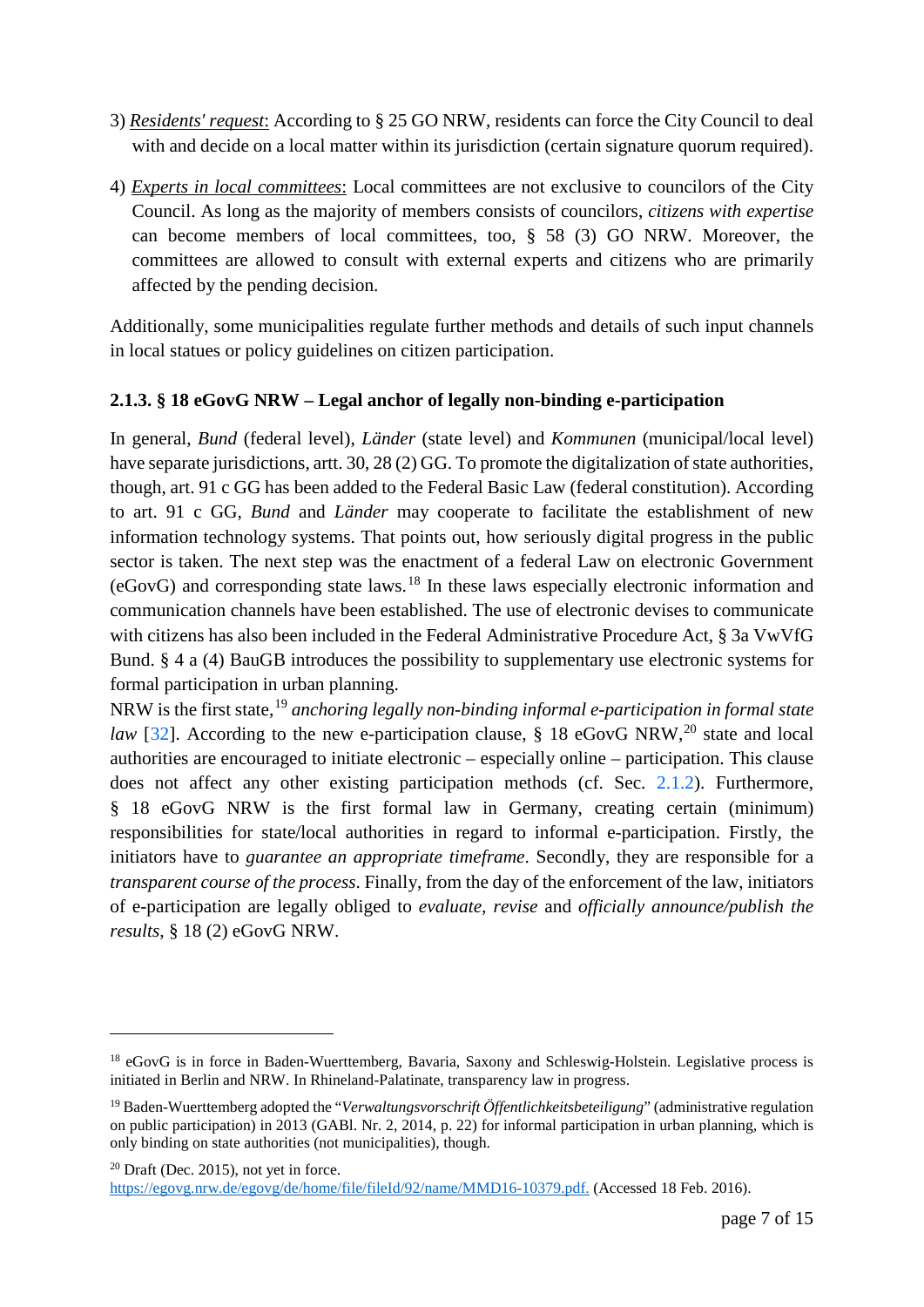3) *Residents' request*: According to § 25 GO NRW, residents can force the City Council to deal with and decide on a local matter within its jurisdiction (certain signature quorum required).

4) *Experts in local committees*: Local committees are not exclusive to councilors of the City Council. As long as the majority of members consists of councilors, *citizens with expertise* can become members of local committees, too, § 58 (3) GO NRW. Moreover, the committees are allowed to consult with external experts and citizens who are primarily affected by the pending decision.

Additionally, some municipalities regulate further methods and details of such input channels in local statues or policy guidelines on citizen participation.

### 2.1.3. § 18 eGovG NRW – Legal anchor of legally non-binding e-participation

In general, *Bund* (federal level), *Länder* (state level) and *Kommunen* (municipal/local level) have separate jurisdictions, artt. 30, 28 (2) GG. To promote the digitalization of state authorities, though, art. 91 c GG has been added to the Federal Basic Law (federal constitution). According to art. 91 c GG, *Bund* and *Länder* may cooperate to facilitate the establishment of new information technology systems. That points out, how seriously digital progress in the public sector is taken. The next step was the enactment of a federal Law on electronic Government (eGovG) and corresponding state laws.[18] In these laws especially electronic information and communication channels have been established. The use of electronic devises to communicate with citizens has also been included in the Federal Administrative Procedure Act, § 3a VwVfG Bund. § 4 a (4) BauGB introduces the possibility to supplementary use electronic systems for formal participation in urban planning.
NRW is the first state,[19] *anchoring legally non-binding informal e-participation in formal state law* [32]. According to the new e-participation clause, § 18 eGovG NRW,[20] state and local authorities are encouraged to initiate electronic – especially online – participation. This clause does not affect any other existing participation methods (cf. Sec. 2.1.2). Furthermore, § 18 eGovG NRW is the first formal law in Germany, creating certain (minimum) responsibilities for state/local authorities in regard to informal e-participation. Firstly, the initiators have to *guarantee an appropriate timeframe*. Secondly, they are responsible for a *transparent course of the process*. Finally, from the day of the enforcement of the law, initiators of e-participation are legally obliged to *evaluate, revise* and *officially announce/publish the results*, § 18 (2) eGovG NRW.

---

[18] eGovG is in force in Baden-Wuerttemberg, Bavaria, Saxony and Schleswig-Holstein. Legislative process is initiated in Berlin and NRW. In Rhineland-Palatinate, transparency law in progress.

[19] Baden-Wuerttemberg adopted the "*Verwaltungsvorschrift Öffentlichkeitsbeteiligung*" (administrative regulation on public participation) in 2013 (GABl. Nr. 2, 2014, p. 22) for informal participation in urban planning, which is only binding on state authorities (not municipalities), though.

[20] Draft (Dec. 2015), not yet in force. https://egovg.nrw.de/egovg/de/home/file/fileId/92/name/MMD16-10379.pdf. (Accessed 18 Feb. 2016).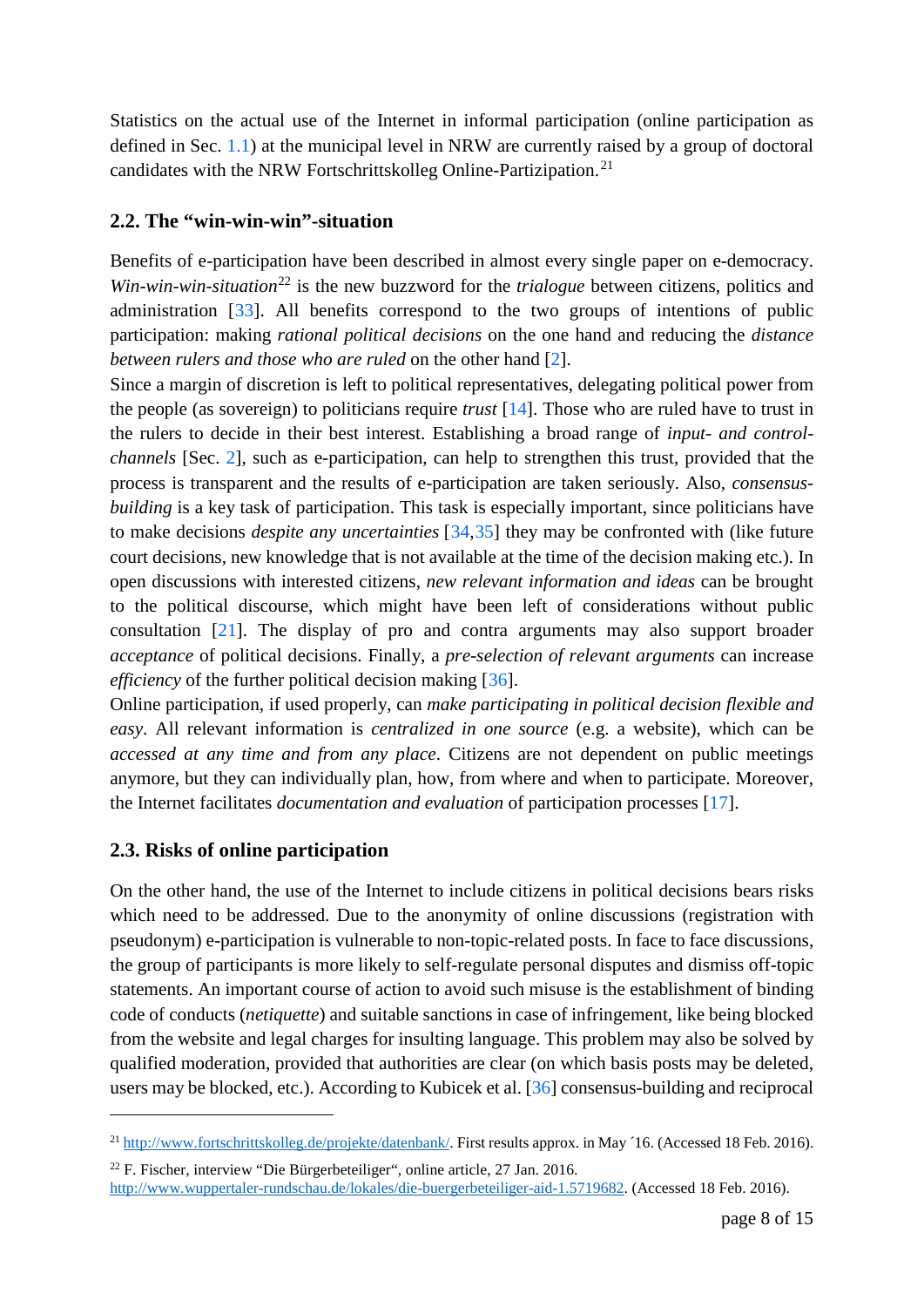Statistics on the actual use of the Internet in informal participation (online participation as defined in Sec. 1.1) at the municipal level in NRW are currently raised by a group of doctoral candidates with the NRW Fortschrittskolleg Online-Partizipation.[21]

## 2.2. The "win-win-win"-situation

Benefits of e-participation have been described in almost every single paper on e-democracy. *Win-win-win-situation*[22] is the new buzzword for the *trialogue* between citizens, politics and administration [33]. All benefits correspond to the two groups of intentions of public participation: making *rational political decisions* on the one hand and reducing the *distance between rulers and those who are ruled* on the other hand [2].

Since a margin of discretion is left to political representatives, delegating political power from the people (as sovereign) to politicians require *trust* [14]. Those who are ruled have to trust in the rulers to decide in their best interest. Establishing a broad range of *input- and control-channels* [Sec. 2], such as e-participation, can help to strengthen this trust, provided that the process is transparent and the results of e-participation are taken seriously. Also, *consensus-building* is a key task of participation. This task is especially important, since politicians have to make decisions *despite any uncertainties* [34,35] they may be confronted with (like future court decisions, new knowledge that is not available at the time of the decision making etc.). In open discussions with interested citizens, *new relevant information and ideas* can be brought to the political discourse, which might have been left of considerations without public consultation [21]. The display of pro and contra arguments may also support broader *acceptance* of political decisions. Finally, a *pre-selection of relevant arguments* can increase *efficiency* of the further political decision making [36].

Online participation, if used properly, can *make participating in political decision flexible and easy*. All relevant information is *centralized in one source* (e.g. a website), which can be *accessed at any time and from any place*. Citizens are not dependent on public meetings anymore, but they can individually plan, how, from where and when to participate. Moreover, the Internet facilitates *documentation and evaluation* of participation processes [17].

## 2.3. Risks of online participation

On the other hand, the use of the Internet to include citizens in political decisions bears risks which need to be addressed. Due to the anonymity of online discussions (registration with pseudonym) e-participation is vulnerable to non-topic-related posts. In face to face discussions, the group of participants is more likely to self-regulate personal disputes and dismiss off-topic statements. An important course of action to avoid such misuse is the establishment of binding code of conducts (*netiquette*) and suitable sanctions in case of infringement, like being blocked from the website and legal charges for insulting language. This problem may also be solved by qualified moderation, provided that authorities are clear (on which basis posts may be deleted, users may be blocked, etc.). According to Kubicek et al. [36] consensus-building and reciprocal

---

[21] http://www.fortschrittskolleg.de/projekte/datenbank/. First results approx. in May ´16. (Accessed 18 Feb. 2016).

[22] F. Fischer, interview "Die Bürgerbeteiliger", online article, 27 Jan. 2016. http://www.wuppertaler-rundschau.de/lokales/die-buergerbeteiliger-aid-1.5719682. (Accessed 18 Feb. 2016).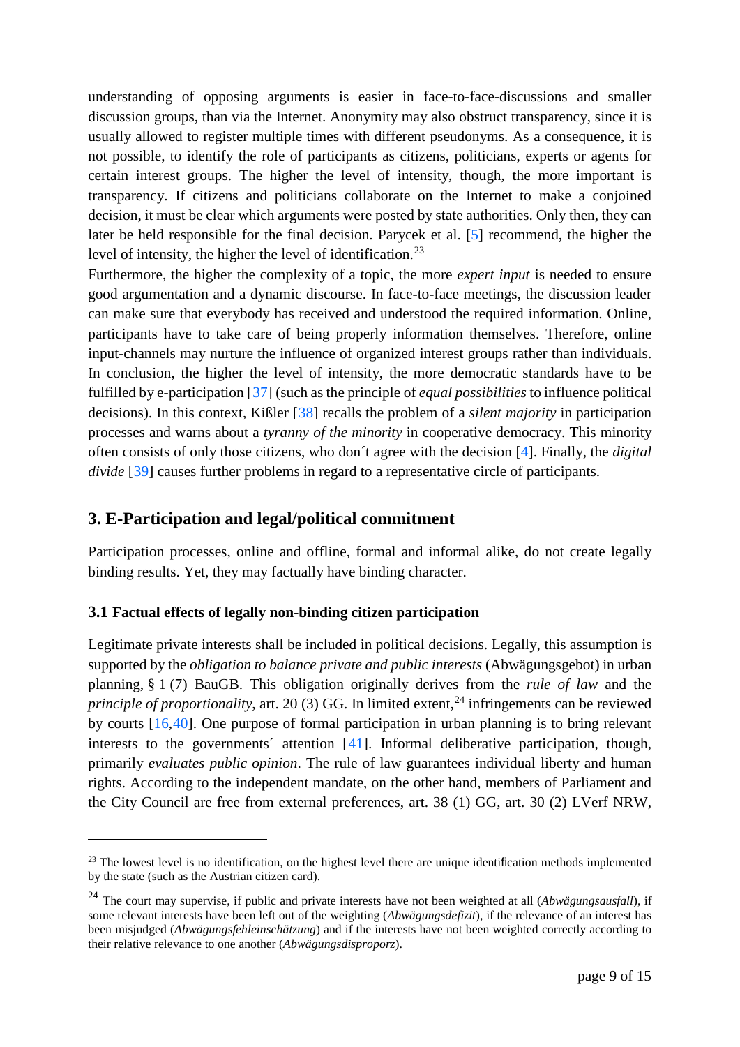understanding of opposing arguments is easier in face-to-face-discussions and smaller discussion groups, than via the Internet. Anonymity may also obstruct transparency, since it is usually allowed to register multiple times with different pseudonyms. As a consequence, it is not possible, to identify the role of participants as citizens, politicians, experts or agents for certain interest groups. The higher the level of intensity, though, the more important is transparency. If citizens and politicians collaborate on the Internet to make a conjoined decision, it must be clear which arguments were posted by state authorities. Only then, they can later be held responsible for the final decision. Parycek et al. [5] recommend, the higher the level of intensity, the higher the level of identification.[23]

Furthermore, the higher the complexity of a topic, the more *expert input* is needed to ensure good argumentation and a dynamic discourse. In face-to-face meetings, the discussion leader can make sure that everybody has received and understood the required information. Online, participants have to take care of being properly information themselves. Therefore, online input-channels may nurture the influence of organized interest groups rather than individuals. In conclusion, the higher the level of intensity, the more democratic standards have to be fulfilled by e-participation [37] (such as the principle of *equal possibilities* to influence political decisions). In this context, Kißler [38] recalls the problem of a *silent majority* in participation processes and warns about a *tyranny of the minority* in cooperative democracy. This minority often consists of only those citizens, who don´t agree with the decision [4]. Finally, the *digital divide* [39] causes further problems in regard to a representative circle of participants.

## 3. E-Participation and legal/political commitment

Participation processes, online and offline, formal and informal alike, do not create legally binding results. Yet, they may factually have binding character.

### 3.1 Factual effects of legally non-binding citizen participation

Legitimate private interests shall be included in political decisions. Legally, this assumption is supported by the *obligation to balance private and public interests* (Abwägungsgebot) in urban planning, § 1 (7) BauGB. This obligation originally derives from the *rule of law* and the *principle of proportionality*, art. 20 (3) GG. In limited extent,[24] infringements can be reviewed by courts [16,40]. One purpose of formal participation in urban planning is to bring relevant interests to the governments´ attention [41]. Informal deliberative participation, though, primarily *evaluates public opinion*. The rule of law guarantees individual liberty and human rights. According to the independent mandate, on the other hand, members of Parliament and the City Council are free from external preferences, art. 38 (1) GG, art. 30 (2) LVerf NRW,

---

[23] The lowest level is no identification, on the highest level there are unique identification methods implemented by the state (such as the Austrian citizen card).

[24] The court may supervise, if public and private interests have not been weighted at all (*Abwägungsausfall*), if some relevant interests have been left out of the weighting (*Abwägungsdefizit*), if the relevance of an interest has been misjudged (*Abwägungsfehleinschätzung*) and if the interests have not been weighted correctly according to their relative relevance to one another (*Abwägungsdisproporz*).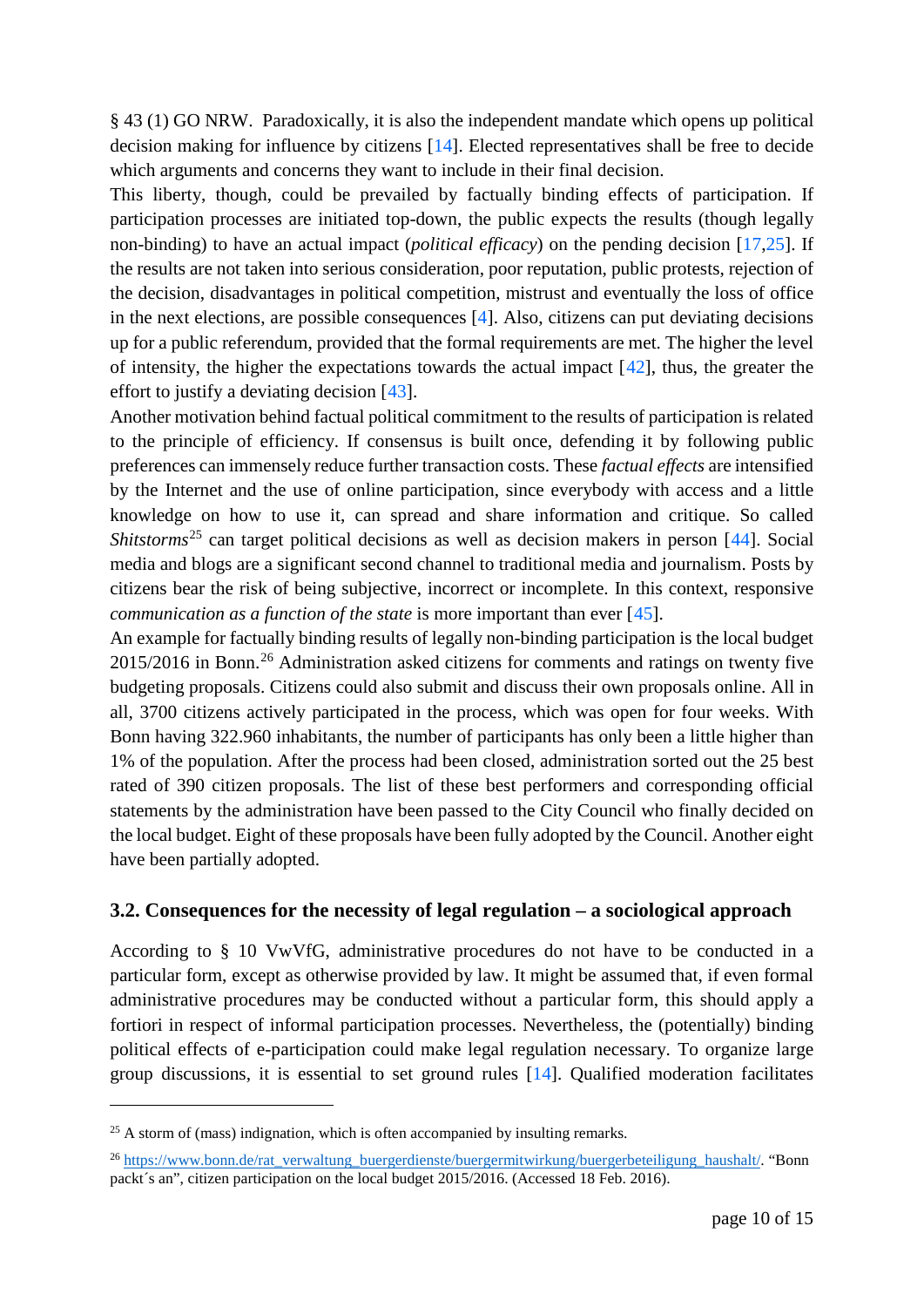§ 43 (1) GO NRW. Paradoxically, it is also the independent mandate which opens up political decision making for influence by citizens [14]. Elected representatives shall be free to decide which arguments and concerns they want to include in their final decision.

This liberty, though, could be prevailed by factually binding effects of participation. If participation processes are initiated top-down, the public expects the results (though legally non-binding) to have an actual impact (*political efficacy*) on the pending decision [17,25]. If the results are not taken into serious consideration, poor reputation, public protests, rejection of the decision, disadvantages in political competition, mistrust and eventually the loss of office in the next elections, are possible consequences [4]. Also, citizens can put deviating decisions up for a public referendum, provided that the formal requirements are met. The higher the level of intensity, the higher the expectations towards the actual impact [42], thus, the greater the effort to justify a deviating decision [43].

Another motivation behind factual political commitment to the results of participation is related to the principle of efficiency. If consensus is built once, defending it by following public preferences can immensely reduce further transaction costs. These *factual effects* are intensified by the Internet and the use of online participation, since everybody with access and a little knowledge on how to use it, can spread and share information and critique. So called *Shitstorms*[25] can target political decisions as well as decision makers in person [44]. Social media and blogs are a significant second channel to traditional media and journalism. Posts by citizens bear the risk of being subjective, incorrect or incomplete. In this context, responsive *communication as a function of the state* is more important than ever [45].

An example for factually binding results of legally non-binding participation is the local budget 2015/2016 in Bonn.[26] Administration asked citizens for comments and ratings on twenty five budgeting proposals. Citizens could also submit and discuss their own proposals online. All in all, 3700 citizens actively participated in the process, which was open for four weeks. With Bonn having 322.960 inhabitants, the number of participants has only been a little higher than 1% of the population. After the process had been closed, administration sorted out the 25 best rated of 390 citizen proposals. The list of these best performers and corresponding official statements by the administration have been passed to the City Council who finally decided on the local budget. Eight of these proposals have been fully adopted by the Council. Another eight have been partially adopted.

### 3.2. Consequences for the necessity of legal regulation – a sociological approach

According to § 10 VwVfG, administrative procedures do not have to be conducted in a particular form, except as otherwise provided by law. It might be assumed that, if even formal administrative procedures may be conducted without a particular form, this should apply a fortiori in respect of informal participation processes. Nevertheless, the (potentially) binding political effects of e-participation could make legal regulation necessary. To organize large group discussions, it is essential to set ground rules [14]. Qualified moderation facilitates

---

[25] A storm of (mass) indignation, which is often accompanied by insulting remarks.

[26] https://www.bonn.de/rat_verwaltung_buergerdienste/buergermitwirkung/buergerbeteiligung_haushalt/. "Bonn packt´s an", citizen participation on the local budget 2015/2016. (Accessed 18 Feb. 2016).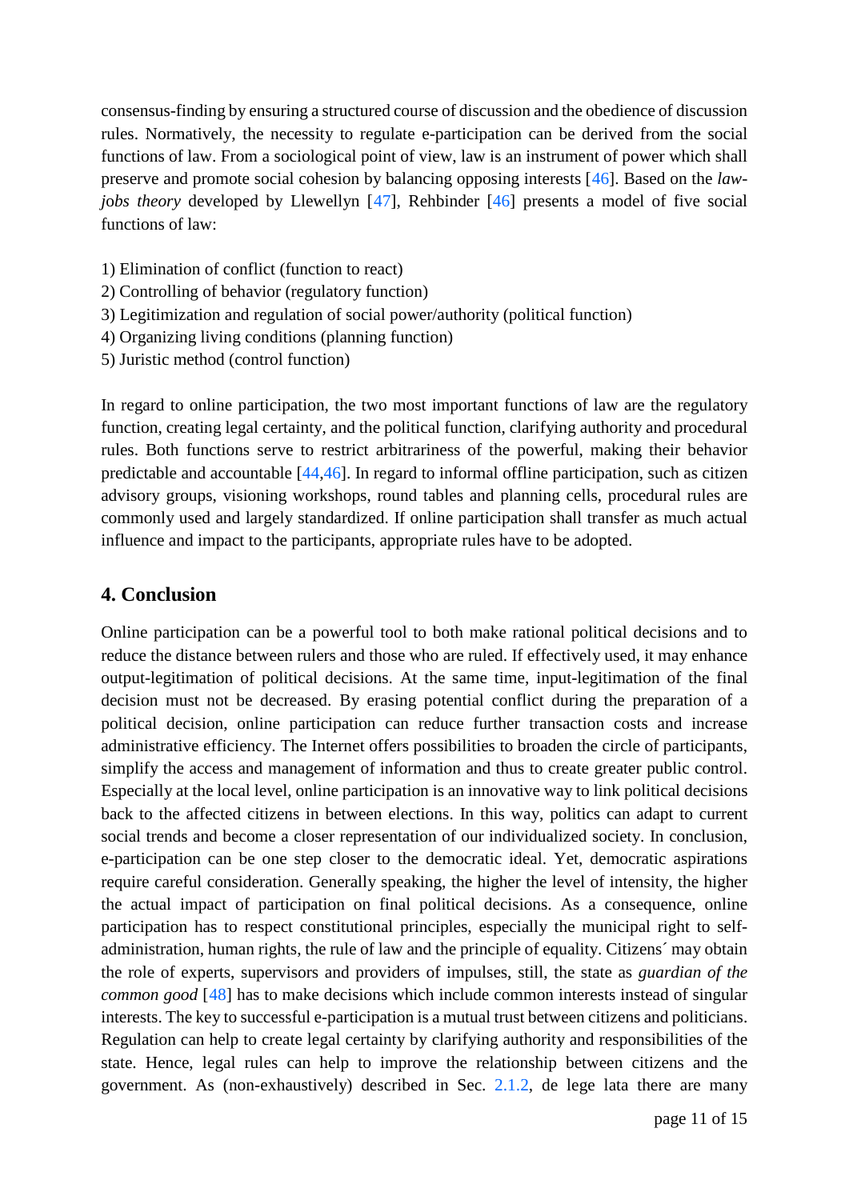consensus-finding by ensuring a structured course of discussion and the obedience of discussion rules. Normatively, the necessity to regulate e-participation can be derived from the social functions of law. From a sociological point of view, law is an instrument of power which shall preserve and promote social cohesion by balancing opposing interests [46]. Based on the *law-jobs theory* developed by Llewellyn [47], Rehbinder [46] presents a model of five social functions of law:

1) Elimination of conflict (function to react)
2) Controlling of behavior (regulatory function)
3) Legitimization and regulation of social power/authority (political function)
4) Organizing living conditions (planning function)
5) Juristic method (control function)

In regard to online participation, the two most important functions of law are the regulatory function, creating legal certainty, and the political function, clarifying authority and procedural rules. Both functions serve to restrict arbitrariness of the powerful, making their behavior predictable and accountable [44,46]. In regard to informal offline participation, such as citizen advisory groups, visioning workshops, round tables and planning cells, procedural rules are commonly used and largely standardized. If online participation shall transfer as much actual influence and impact to the participants, appropriate rules have to be adopted.

## 4. Conclusion

Online participation can be a powerful tool to both make rational political decisions and to reduce the distance between rulers and those who are ruled. If effectively used, it may enhance output-legitimation of political decisions. At the same time, input-legitimation of the final decision must not be decreased. By erasing potential conflict during the preparation of a political decision, online participation can reduce further transaction costs and increase administrative efficiency. The Internet offers possibilities to broaden the circle of participants, simplify the access and management of information and thus to create greater public control. Especially at the local level, online participation is an innovative way to link political decisions back to the affected citizens in between elections. In this way, politics can adapt to current social trends and become a closer representation of our individualized society. In conclusion, e-participation can be one step closer to the democratic ideal. Yet, democratic aspirations require careful consideration. Generally speaking, the higher the level of intensity, the higher the actual impact of participation on final political decisions. As a consequence, online participation has to respect constitutional principles, especially the municipal right to self-administration, human rights, the rule of law and the principle of equality. Citizens´ may obtain the role of experts, supervisors and providers of impulses, still, the state as *guardian of the common good* [48] has to make decisions which include common interests instead of singular interests. The key to successful e-participation is a mutual trust between citizens and politicians. Regulation can help to create legal certainty by clarifying authority and responsibilities of the state. Hence, legal rules can help to improve the relationship between citizens and the government. As (non-exhaustively) described in Sec. 2.1.2, de lege lata there are many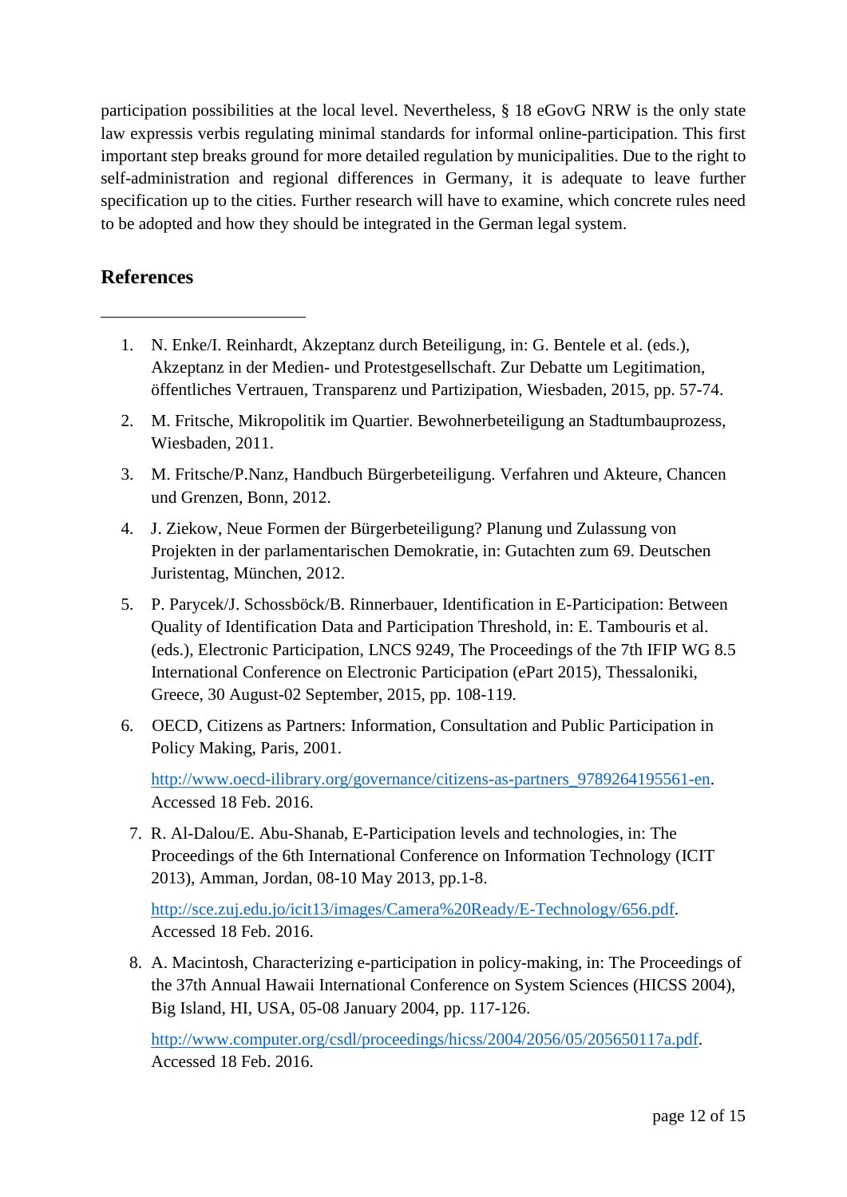participation possibilities at the local level. Nevertheless, § 18 eGovG NRW is the only state law expressis verbis regulating minimal standards for informal online-participation. This first important step breaks ground for more detailed regulation by municipalities. Due to the right to self-administration and regional differences in Germany, it is adequate to leave further specification up to the cities. Further research will have to examine, which concrete rules need to be adopted and how they should be integrated in the German legal system.

## References

1. N. Enke/I. Reinhardt, Akzeptanz durch Beteiligung, in: G. Bentele et al. (eds.), Akzeptanz in der Medien- und Protestgesellschaft. Zur Debatte um Legitimation, öffentliches Vertrauen, Transparenz und Partizipation, Wiesbaden, 2015, pp. 57-74.
2. M. Fritsche, Mikropolitik im Quartier. Bewohnerbeteiligung an Stadtumbauprozess, Wiesbaden, 2011.
3. M. Fritsche/P.Nanz, Handbuch Bürgerbeteiligung. Verfahren und Akteure, Chancen und Grenzen, Bonn, 2012.
4. J. Ziekow, Neue Formen der Bürgerbeteiligung? Planung und Zulassung von Projekten in der parlamentarischen Demokratie, in: Gutachten zum 69. Deutschen Juristentag, München, 2012.
5. P. Parycek/J. Schossböck/B. Rinnerbauer, Identification in E-Participation: Between Quality of Identification Data and Participation Threshold, in: E. Tambouris et al. (eds.), Electronic Participation, LNCS 9249, The Proceedings of the 7th IFIP WG 8.5 International Conference on Electronic Participation (ePart 2015), Thessaloniki, Greece, 30 August-02 September, 2015, pp. 108-119.
6. OECD, Citizens as Partners: Information, Consultation and Public Participation in Policy Making, Paris, 2001.

   http://www.oecd-ilibrary.org/governance/citizens-as-partners_9789264195561-en. Accessed 18 Feb. 2016.
7. R. Al-Dalou/E. Abu-Shanab, E-Participation levels and technologies, in: The Proceedings of the 6th International Conference on Information Technology (ICIT 2013), Amman, Jordan, 08-10 May 2013, pp.1-8.

   http://sce.zuj.edu.jo/icit13/images/Camera%20Ready/E-Technology/656.pdf. Accessed 18 Feb. 2016.
8. A. Macintosh, Characterizing e-participation in policy-making, in: The Proceedings of the 37th Annual Hawaii International Conference on System Sciences (HICSS 2004), Big Island, HI, USA, 05-08 January 2004, pp. 117-126.

   http://www.computer.org/csdl/proceedings/hicss/2004/2056/05/205650117a.pdf. Accessed 18 Feb. 2016.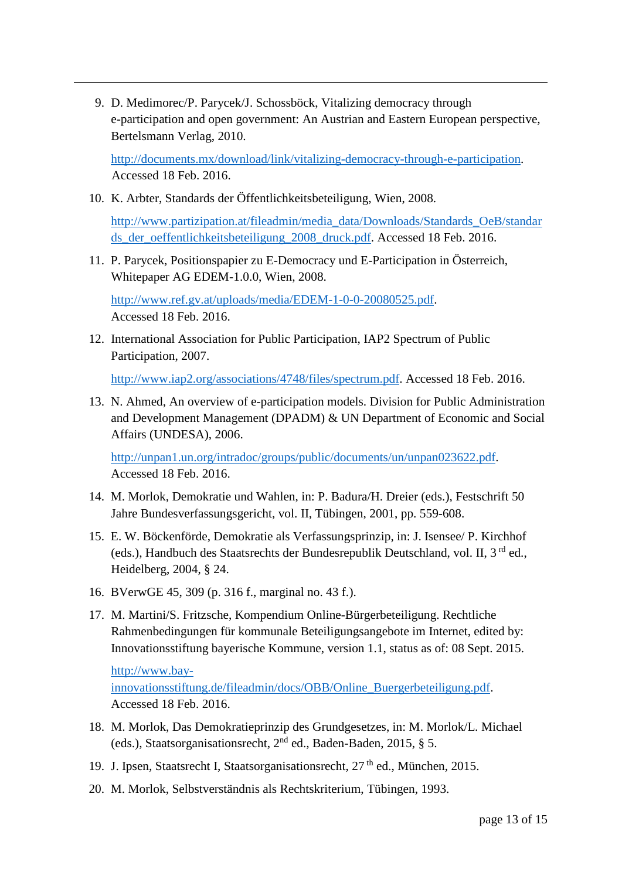9. D. Medimorec/P. Parycek/J. Schossböck, Vitalizing democracy through e-participation and open government: An Austrian and Eastern European perspective, Bertelsmann Verlag, 2010.

   http://documents.mx/download/link/vitalizing-democracy-through-e-participation. Accessed 18 Feb. 2016.

10. K. Arbter, Standards der Öffentlichkeitsbeteiligung, Wien, 2008.

    http://www.partizipation.at/fileadmin/media_data/Downloads/Standards_OeB/standards_der_oeffentlichkeitsbeteiligung_2008_druck.pdf. Accessed 18 Feb. 2016.

11. P. Parycek, Positionspapier zu E-Democracy und E-Participation in Österreich, Whitepaper AG EDEM-1.0.0, Wien, 2008.

    http://www.ref.gv.at/uploads/media/EDEM-1-0-0-20080525.pdf. Accessed 18 Feb. 2016.

12. International Association for Public Participation, IAP2 Spectrum of Public Participation, 2007.

    http://www.iap2.org/associations/4748/files/spectrum.pdf. Accessed 18 Feb. 2016.

13. N. Ahmed, An overview of e-participation models. Division for Public Administration and Development Management (DPADM) & UN Department of Economic and Social Affairs (UNDESA), 2006.

    http://unpan1.un.org/intradoc/groups/public/documents/un/unpan023622.pdf. Accessed 18 Feb. 2016.

14. M. Morlok, Demokratie und Wahlen, in: P. Badura/H. Dreier (eds.), Festschrift 50 Jahre Bundesverfassungsgericht, vol. II, Tübingen, 2001, pp. 559-608.

15. E. W. Böckenförde, Demokratie als Verfassungsprinzip, in: J. Isensee/ P. Kirchhof (eds.), Handbuch des Staatsrechts der Bundesrepublik Deutschland, vol. II, 3rd ed., Heidelberg, 2004, § 24.

16. BVerwGE 45, 309 (p. 316 f., marginal no. 43 f.).

17. M. Martini/S. Fritzsche, Kompendium Online-Bürgerbeteiligung. Rechtliche Rahmenbedingungen für kommunale Beteiligungsangebote im Internet, edited by: Innovationsstiftung bayerische Kommune, version 1.1, status as of: 08 Sept. 2015.

    http://www.bay-innovationsstiftung.de/fileadmin/docs/OBB/Online_Buergerbeteiligung.pdf. Accessed 18 Feb. 2016.

18. M. Morlok, Das Demokratieprinzip des Grundgesetzes, in: M. Morlok/L. Michael (eds.), Staatsorganisationsrecht, 2nd ed., Baden-Baden, 2015, § 5.

19. J. Ipsen, Staatsrecht I, Staatsorganisationsrecht, 27th ed., München, 2015.

20. M. Morlok, Selbstverständnis als Rechtskriterium, Tübingen, 1993.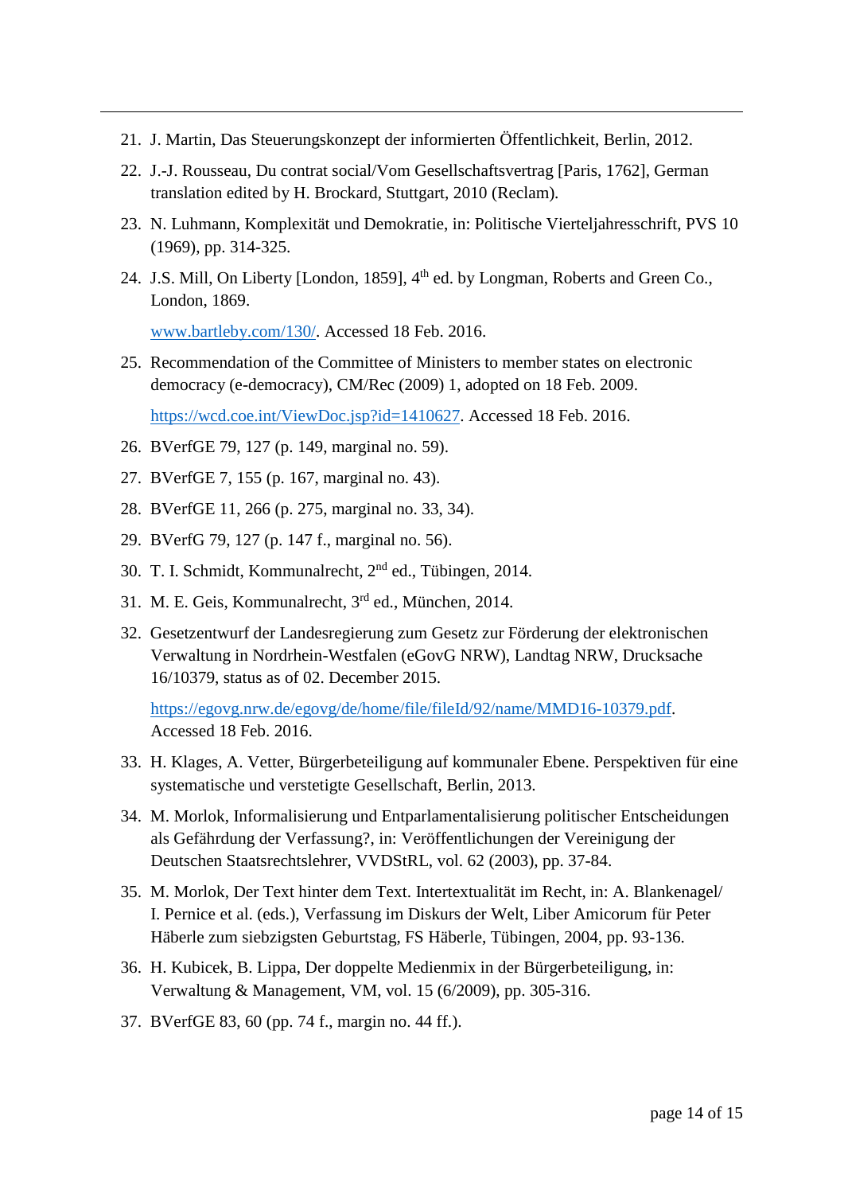21. J. Martin, Das Steuerungskonzept der informierten Öffentlichkeit, Berlin, 2012.
22. J.-J. Rousseau, Du contrat social/Vom Gesellschaftsvertrag [Paris, 1762], German translation edited by H. Brockard, Stuttgart, 2010 (Reclam).
23. N. Luhmann, Komplexität und Demokratie, in: Politische Vierteljahresschrift, PVS 10 (1969), pp. 314-325.
24. J.S. Mill, On Liberty [London, 1859], 4th ed. by Longman, Roberts and Green Co., London, 1869.

    [www.bartleby.com/130/](www.bartleby.com/130/). Accessed 18 Feb. 2016.
25. Recommendation of the Committee of Ministers to member states on electronic democracy (e-democracy), CM/Rec (2009) 1, adopted on 18 Feb. 2009.

    [https://wcd.coe.int/ViewDoc.jsp?id=1410627](https://wcd.coe.int/ViewDoc.jsp?id=1410627). Accessed 18 Feb. 2016.
26. BVerfGE 79, 127 (p. 149, marginal no. 59).
27. BVerfGE 7, 155 (p. 167, marginal no. 43).
28. BVerfGE 11, 266 (p. 275, marginal no. 33, 34).
29. BVerfG 79, 127 (p. 147 f., marginal no. 56).
30. T. I. Schmidt, Kommunalrecht, 2nd ed., Tübingen, 2014.
31. M. E. Geis, Kommunalrecht, 3rd ed., München, 2014.
32. Gesetzentwurf der Landesregierung zum Gesetz zur Förderung der elektronischen Verwaltung in Nordrhein-Westfalen (eGovG NRW), Landtag NRW, Drucksache 16/10379, status as of 02. December 2015.

    [https://egovg.nrw.de/egovg/de/home/file/fileId/92/name/MMD16-10379.pdf](https://egovg.nrw.de/egovg/de/home/file/fileId/92/name/MMD16-10379.pdf). Accessed 18 Feb. 2016.
33. H. Klages, A. Vetter, Bürgerbeteiligung auf kommunaler Ebene. Perspektiven für eine systematische und verstetigte Gesellschaft, Berlin, 2013.
34. M. Morlok, Informalisierung und Entparlamentalisierung politischer Entscheidungen als Gefährdung der Verfassung?, in: Veröffentlichungen der Vereinigung der Deutschen Staatsrechtslehrer, VVDStRL, vol. 62 (2003), pp. 37-84.
35. M. Morlok, Der Text hinter dem Text. Intertextualität im Recht, in: A. Blankenagel/ I. Pernice et al. (eds.), Verfassung im Diskurs der Welt, Liber Amicorum für Peter Häberle zum siebzigsten Geburtstag, FS Häberle, Tübingen, 2004, pp. 93-136.
36. H. Kubicek, B. Lippa, Der doppelte Medienmix in der Bürgerbeteiligung, in: Verwaltung & Management, VM, vol. 15 (6/2009), pp. 305-316.
37. BVerfGE 83, 60 (pp. 74 f., margin no. 44 ff.).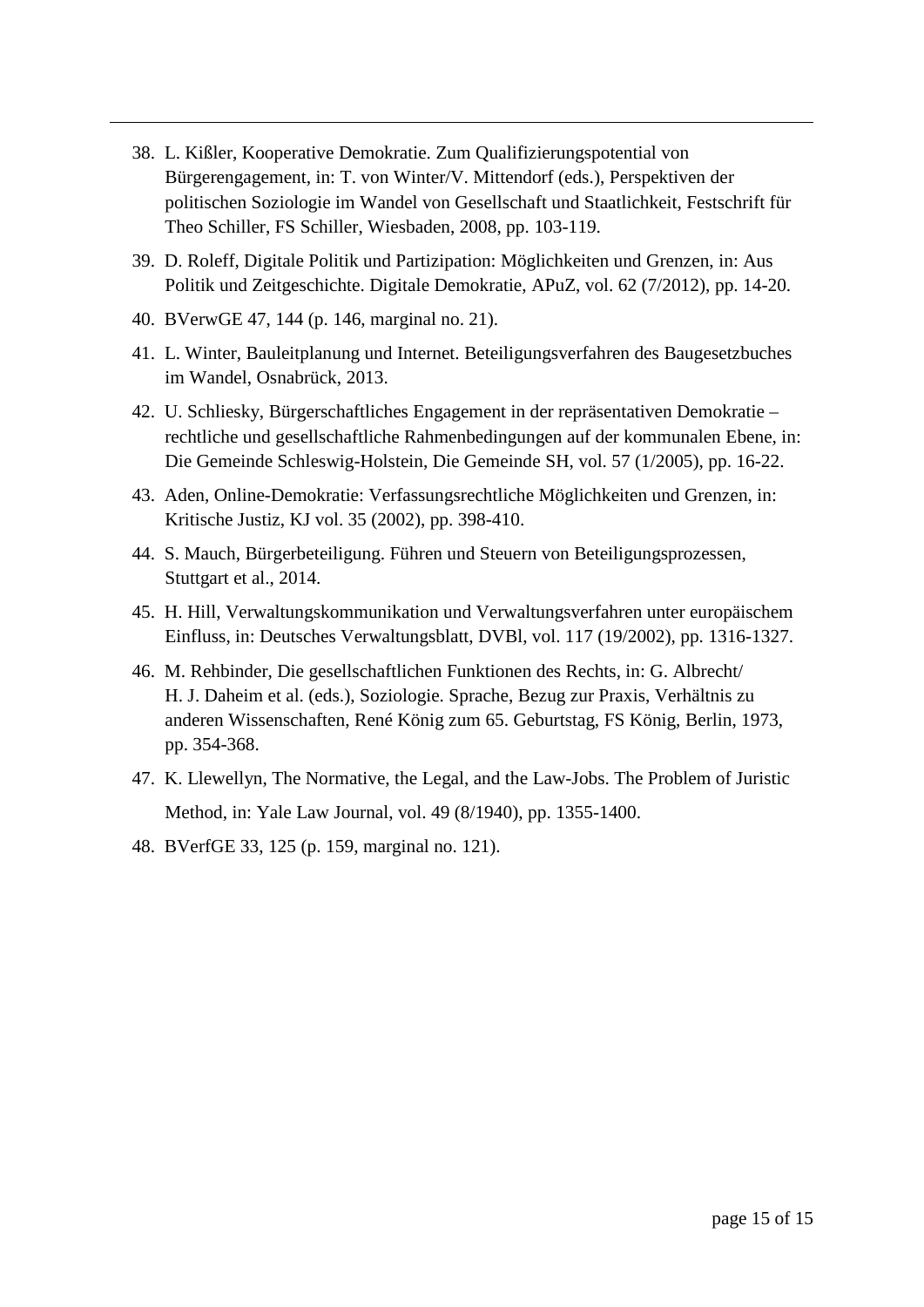38. L. Kißler, Kooperative Demokratie. Zum Qualifizierungspotential von Bürgerengagement, in: T. von Winter/V. Mittendorf (eds.), Perspektiven der politischen Soziologie im Wandel von Gesellschaft und Staatlichkeit, Festschrift für Theo Schiller, FS Schiller, Wiesbaden, 2008, pp. 103-119.
39. D. Roleff, Digitale Politik und Partizipation: Möglichkeiten und Grenzen, in: Aus Politik und Zeitgeschichte. Digitale Demokratie, APuZ, vol. 62 (7/2012), pp. 14-20.
40. BVerwGE 47, 144 (p. 146, marginal no. 21).
41. L. Winter, Bauleitplanung und Internet. Beteiligungsverfahren des Baugesetzbuches im Wandel, Osnabrück, 2013.
42. U. Schliesky, Bürgerschaftliches Engagement in der repräsentativen Demokratie – rechtliche und gesellschaftliche Rahmenbedingungen auf der kommunalen Ebene, in: Die Gemeinde Schleswig-Holstein, Die Gemeinde SH, vol. 57 (1/2005), pp. 16-22.
43. Aden, Online-Demokratie: Verfassungsrechtliche Möglichkeiten und Grenzen, in: Kritische Justiz, KJ vol. 35 (2002), pp. 398-410.
44. S. Mauch, Bürgerbeteiligung. Führen und Steuern von Beteiligungsprozessen, Stuttgart et al., 2014.
45. H. Hill, Verwaltungskommunikation und Verwaltungsverfahren unter europäischem Einfluss, in: Deutsches Verwaltungsblatt, DVBl, vol. 117 (19/2002), pp. 1316-1327.
46. M. Rehbinder, Die gesellschaftlichen Funktionen des Rechts, in: G. Albrecht/ H. J. Daheim et al. (eds.), Soziologie. Sprache, Bezug zur Praxis, Verhältnis zu anderen Wissenschaften, René König zum 65. Geburtstag, FS König, Berlin, 1973, pp. 354-368.
47. K. Llewellyn, The Normative, the Legal, and the Law-Jobs. The Problem of Juristic Method, in: Yale Law Journal, vol. 49 (8/1940), pp. 1355-1400.
48. BVerfGE 33, 125 (p. 159, marginal no. 121).